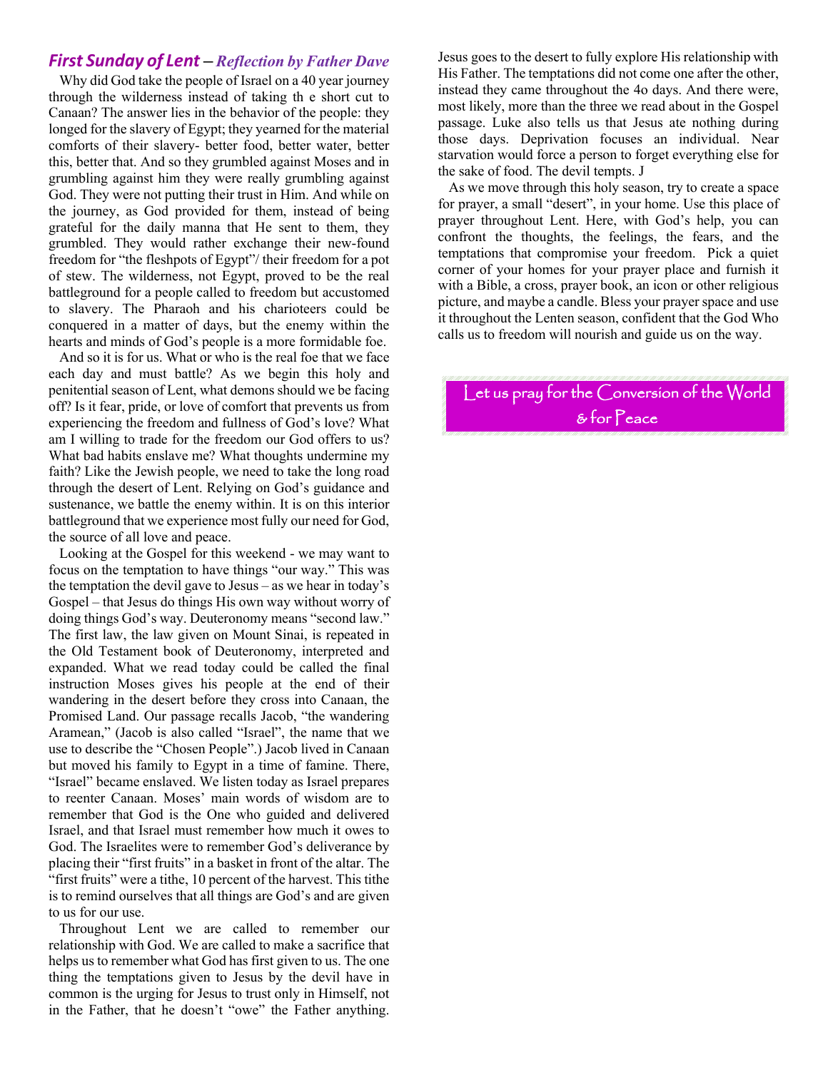## *First Sunday of Lent* – *Reflection by Father Dave*

Why did God take the people of Israel on a 40 year journey through the wilderness instead of taking th e short cut to Canaan? The answer lies in the behavior of the people: they longed for the slavery of Egypt; they yearned for the material comforts of their slavery- better food, better water, better this, better that. And so they grumbled against Moses and in grumbling against him they were really grumbling against God. They were not putting their trust in Him. And while on the journey, as God provided for them, instead of being grateful for the daily manna that He sent to them, they grumbled. They would rather exchange their new-found freedom for "the fleshpots of Egypt"/ their freedom for a pot of stew. The wilderness, not Egypt, proved to be the real battleground for a people called to freedom but accustomed to slavery. The Pharaoh and his charioteers could be conquered in a matter of days, but the enemy within the hearts and minds of God's people is a more formidable foe.

And so it is for us. What or who is the real foe that we face each day and must battle? As we begin this holy and penitential season of Lent, what demons should we be facing off? Is it fear, pride, or love of comfort that prevents us from experiencing the freedom and fullness of God's love? What am I willing to trade for the freedom our God offers to us? What bad habits enslave me? What thoughts undermine my faith? Like the Jewish people, we need to take the long road through the desert of Lent. Relying on God's guidance and sustenance, we battle the enemy within. It is on this interior battleground that we experience most fully our need for God, the source of all love and peace.

Looking at the Gospel for this weekend - we may want to focus on the temptation to have things "our way." This was the temptation the devil gave to Jesus – as we hear in today's Gospel – that Jesus do things His own way without worry of doing things God's way. Deuteronomy means "second law." The first law, the law given on Mount Sinai, is repeated in the Old Testament book of Deuteronomy, interpreted and expanded. What we read today could be called the final instruction Moses gives his people at the end of their wandering in the desert before they cross into Canaan, the Promised Land. Our passage recalls Jacob, "the wandering Aramean," (Jacob is also called "Israel", the name that we use to describe the "Chosen People".) Jacob lived in Canaan but moved his family to Egypt in a time of famine. There, "Israel" became enslaved. We listen today as Israel prepares to reenter Canaan. Moses' main words of wisdom are to remember that God is the One who guided and delivered Israel, and that Israel must remember how much it owes to God. The Israelites were to remember God's deliverance by placing their "first fruits" in a basket in front of the altar. The "first fruits" were a tithe, 10 percent of the harvest. This tithe is to remind ourselves that all things are God's and are given to us for our use.

Throughout Lent we are called to remember our relationship with God. We are called to make a sacrifice that helps us to remember what God has first given to us. The one thing the temptations given to Jesus by the devil have in common is the urging for Jesus to trust only in Himself, not in the Father, that he doesn't "owe" the Father anything. Jesus goes to the desert to fully explore His relationship with His Father. The temptations did not come one after the other, instead they came throughout the 4o days. And there were, most likely, more than the three we read about in the Gospel passage. Luke also tells us that Jesus ate nothing during those days. Deprivation focuses an individual. Near starvation would force a person to forget everything else for the sake of food. The devil tempts. J

As we move through this holy season, try to create a space for prayer, a small "desert", in your home. Use this place of prayer throughout Lent. Here, with God's help, you can confront the thoughts, the feelings, the fears, and the temptations that compromise your freedom. Pick a quiet corner of your homes for your prayer place and furnish it with a Bible, a cross, prayer book, an icon or other religious picture, and maybe a candle. Bless your prayer space and use it throughout the Lenten season, confident that the God Who calls us to freedom will nourish and guide us on the way.

Let us pray for the Conversion of the World & for Peace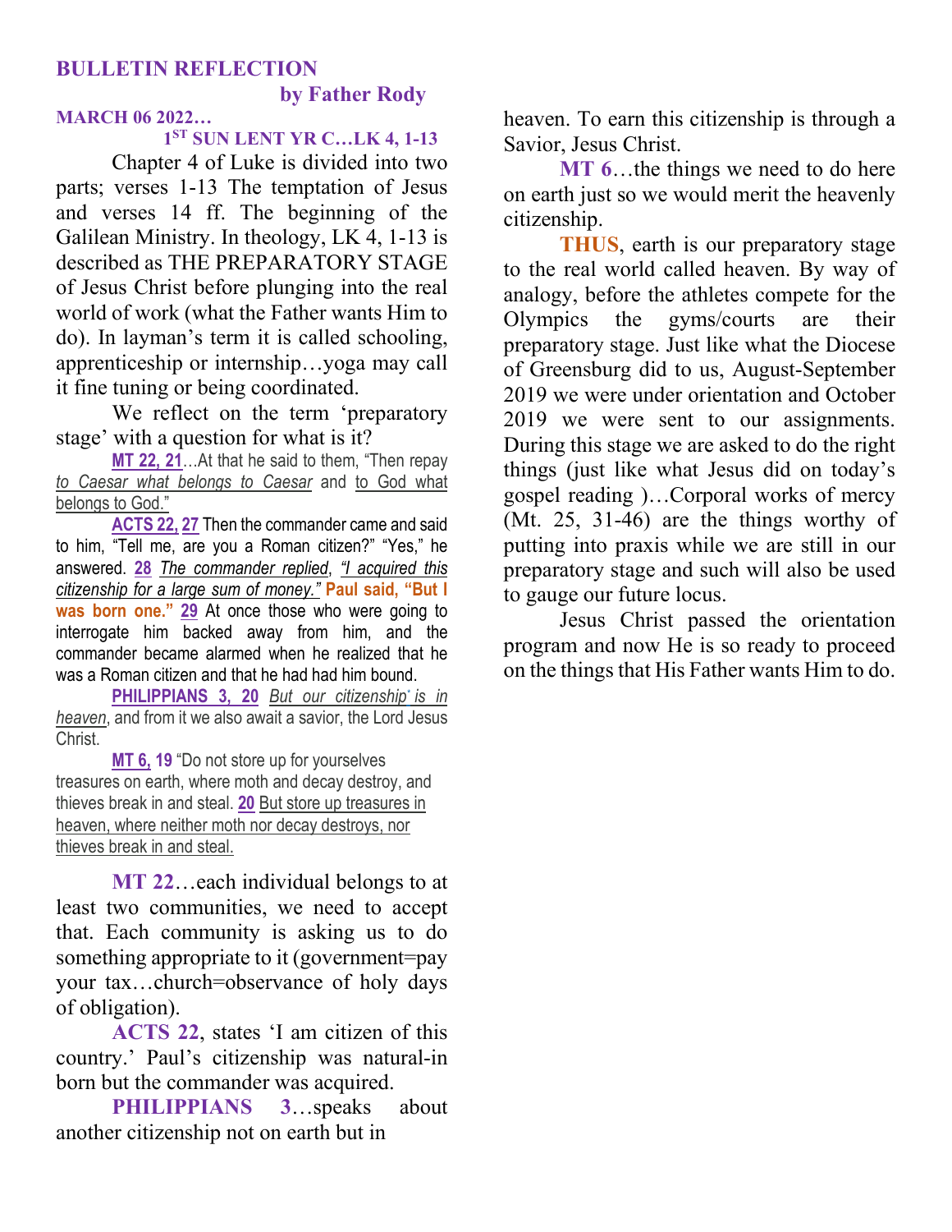## BULLETIN REFLECTION

### by Father Rody

**MARCH 06 2022…**

**1ST SUN LENT YR C…LK 4, 1-13**

Chapter 4 of Luke is divided into two parts; verses 1-13 The temptation of Jesus and verses 14 ff. The beginning of the Galilean Ministry. In theology, LK 4, 1-13 is described as THE PREPARATORY STAGE of Jesus Christ before plunging into the real world of work (what the Father wants Him to do). In layman's term it is called schooling, apprenticeship or internship…yoga may call it fine tuning or being coordinated.

We reflect on the term 'preparatory stage' with a question for what is it?

**MT 22, 21**…At that he said to them, "Then repay *to Caesar what belongs to Caesar* and to God what belongs to God."

**ACTS 22, 27** Then the commander came and said to him, "Tell me, are you a Roman citizen?" "Yes," he answered. **28** *The commander replied*, *"I acquired this citizenship for a large sum of money."* **Paul said, "But I was born one."** **29** At once those who were going to interrogate him backed away from him, and the commander became alarmed when he realized that he was a Roman citizen and that he had had him bound.

**PHILIPPIANS 3, 20** *But our citizenship is in heaven*, and from it we also await a savior, the Lord Jesus Christ.

**MT 6, 19** "Do not store up for yourselves treasures on earth, where moth and decay destroy, and thieves break in and steal. **20** But store up treasures in heaven, where neither moth nor decay destroys, nor thieves break in and steal.

**MT 22**…each individual belongs to at least two communities, we need to accept that. Each community is asking us to do something appropriate to it (government=pay your tax…church=observance of holy days of obligation).

**ACTS 22**, states 'I am citizen of this country.' Paul's citizenship was natural-in born but the commander was acquired.

**PHILIPPIANS 3**…speaks about another citizenship not on earth but in heaven. To earn this citizenship is through a Savior, Jesus Christ.

**MT 6**…the things we need to do here on earth just so we would merit the heavenly citizenship.

**THUS**, earth is our preparatory stage to the real world called heaven. By way of analogy, before the athletes compete for the Olympics the gyms/courts are their preparatory stage. Just like what the Diocese of Greensburg did to us, August-September 2019 we were under orientation and October 2019 we were sent to our assignments. During this stage we are asked to do the right things (just like what Jesus did on today's gospel reading )…Corporal works of mercy (Mt. 25, 31-46) are the things worthy of putting into praxis while we are still in our preparatory stage and such will also be used to gauge our future locus.

Jesus Christ passed the orientation program and now He is so ready to proceed on the things that His Father wants Him to do.